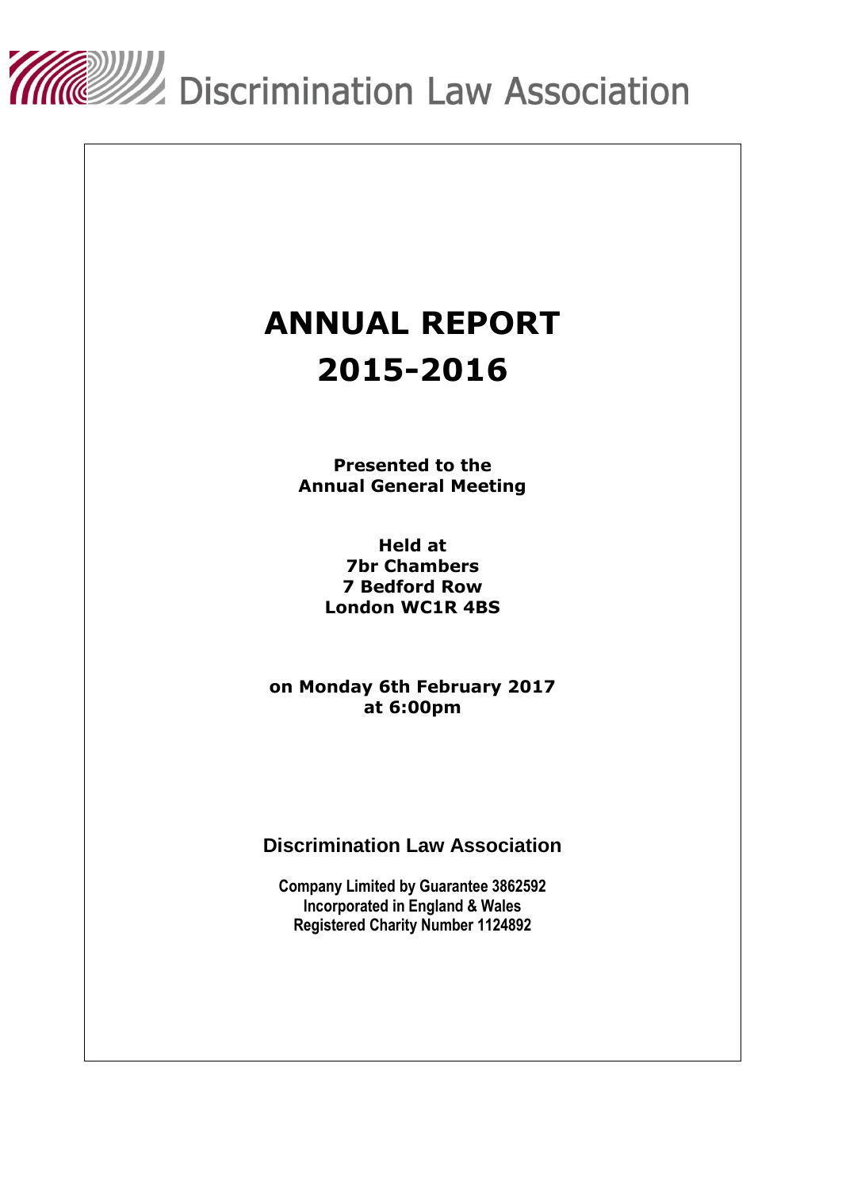Discrimination Law Association

# ANNUAL REPORT
# 2015-2016

**Presented to the**
**Annual General Meeting**

**Held at**
**7br Chambers**
**7 Bedford Row**
**London WC1R 4BS**

**on Monday 6th February 2017**
**at 6:00pm**

## Discrimination Law Association

**Company Limited by Guarantee 3862592**
**Incorporated in England & Wales**
**Registered Charity Number 1124892**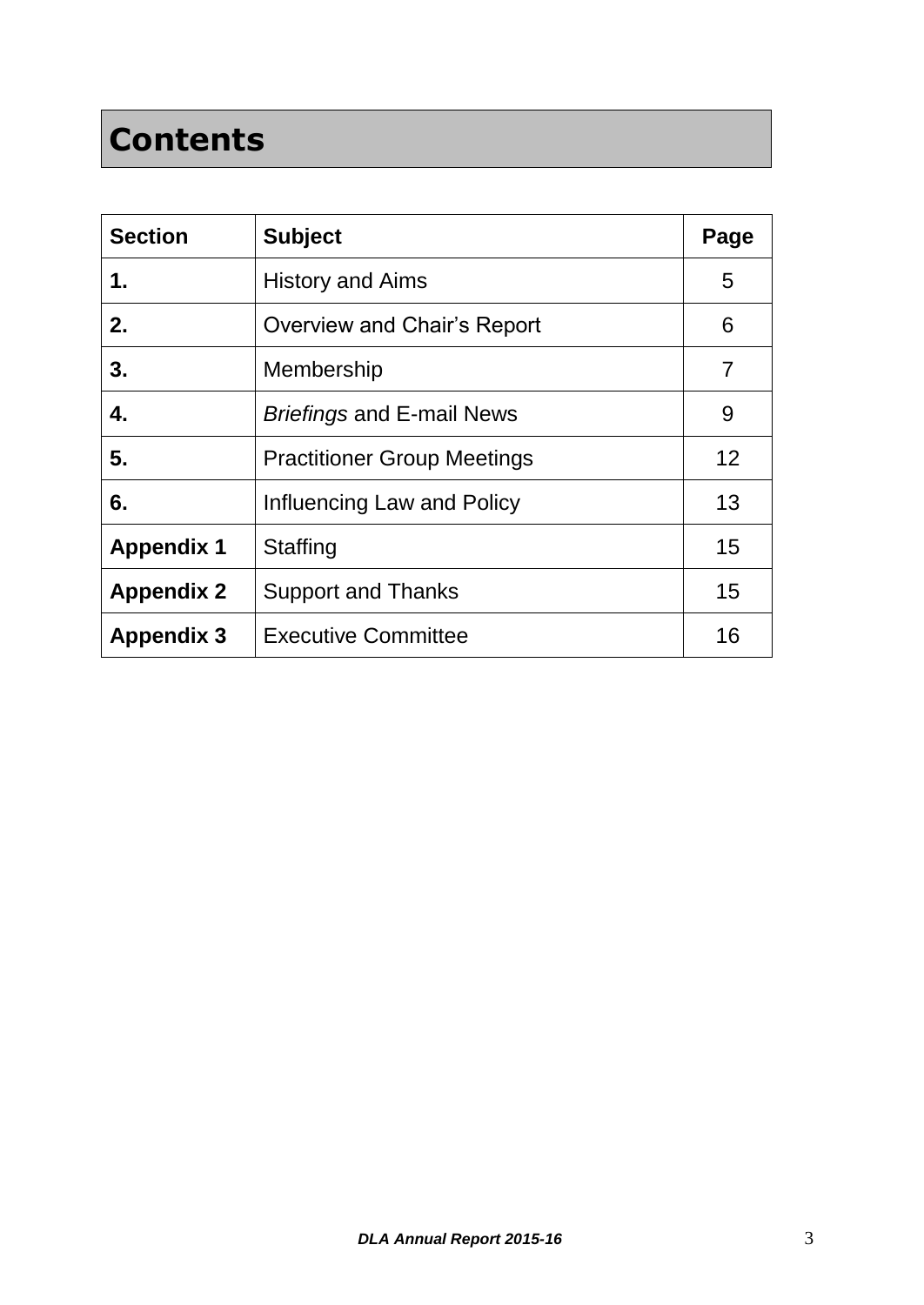# Contents

| Section | Subject | Page |
|---|---|---|
| **1.** | History and Aims | 5 |
| **2.** | Overview and Chair's Report | 6 |
| **3.** | Membership | 7 |
| **4.** | *Briefings* and E-mail News | 9 |
| **5.** | Practitioner Group Meetings | 12 |
| **6.** | Influencing Law and Policy | 13 |
| **Appendix 1** | Staffing | 15 |
| **Appendix 2** | Support and Thanks | 15 |
| **Appendix 3** | Executive Committee | 16 |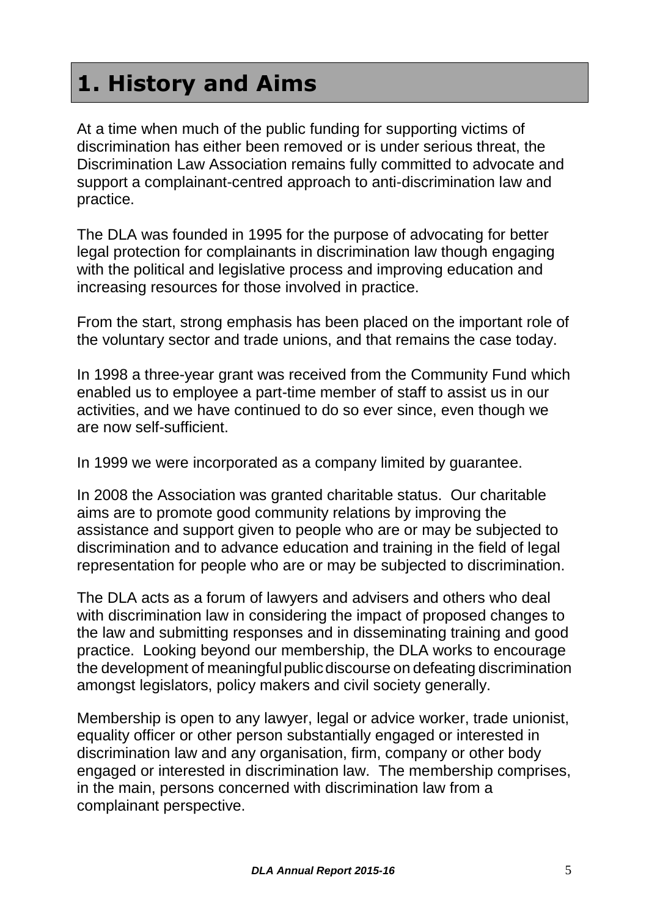# 1. History and Aims

At a time when much of the public funding for supporting victims of discrimination has either been removed or is under serious threat, the Discrimination Law Association remains fully committed to advocate and support a complainant-centred approach to anti-discrimination law and practice.

The DLA was founded in 1995 for the purpose of advocating for better legal protection for complainants in discrimination law though engaging with the political and legislative process and improving education and increasing resources for those involved in practice.

From the start, strong emphasis has been placed on the important role of the voluntary sector and trade unions, and that remains the case today.

In 1998 a three-year grant was received from the Community Fund which enabled us to employee a part-time member of staff to assist us in our activities, and we have continued to do so ever since, even though we are now self-sufficient.

In 1999 we were incorporated as a company limited by guarantee.

In 2008 the Association was granted charitable status. Our charitable aims are to promote good community relations by improving the assistance and support given to people who are or may be subjected to discrimination and to advance education and training in the field of legal representation for people who are or may be subjected to discrimination.

The DLA acts as a forum of lawyers and advisers and others who deal with discrimination law in considering the impact of proposed changes to the law and submitting responses and in disseminating training and good practice. Looking beyond our membership, the DLA works to encourage the development of meaningful public discourse on defeating discrimination amongst legislators, policy makers and civil society generally.

Membership is open to any lawyer, legal or advice worker, trade unionist, equality officer or other person substantially engaged or interested in discrimination law and any organisation, firm, company or other body engaged or interested in discrimination law. The membership comprises, in the main, persons concerned with discrimination law from a complainant perspective.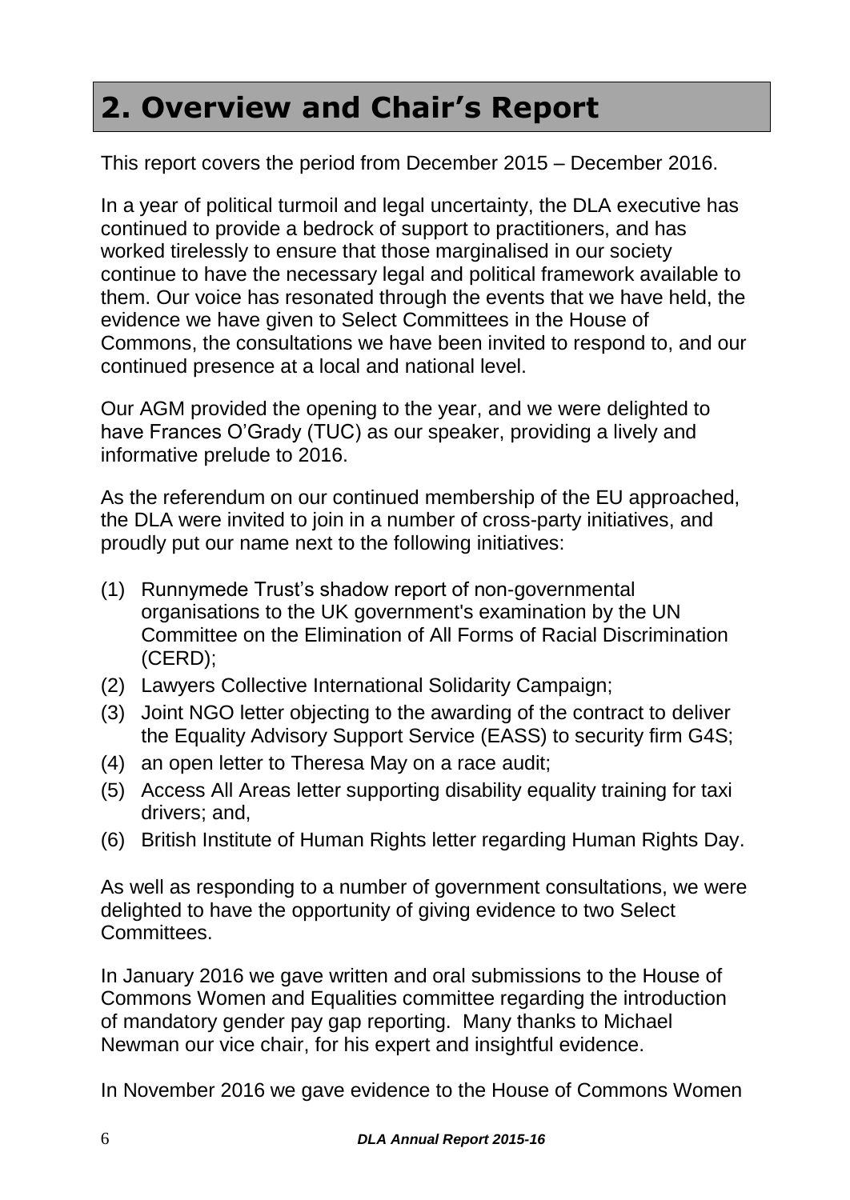## 2. Overview and Chair's Report

This report covers the period from December 2015 – December 2016.

In a year of political turmoil and legal uncertainty, the DLA executive has continued to provide a bedrock of support to practitioners, and has worked tirelessly to ensure that those marginalised in our society continue to have the necessary legal and political framework available to them. Our voice has resonated through the events that we have held, the evidence we have given to Select Committees in the House of Commons, the consultations we have been invited to respond to, and our continued presence at a local and national level.

Our AGM provided the opening to the year, and we were delighted to have Frances O'Grady (TUC) as our speaker, providing a lively and informative prelude to 2016.

As the referendum on our continued membership of the EU approached, the DLA were invited to join in a number of cross-party initiatives, and proudly put our name next to the following initiatives:

(1) Runnymede Trust's shadow report of non-governmental organisations to the UK government's examination by the UN Committee on the Elimination of All Forms of Racial Discrimination (CERD);
(2) Lawyers Collective International Solidarity Campaign;
(3) Joint NGO letter objecting to the awarding of the contract to deliver the Equality Advisory Support Service (EASS) to security firm G4S;
(4) an open letter to Theresa May on a race audit;
(5) Access All Areas letter supporting disability equality training for taxi drivers; and,
(6) British Institute of Human Rights letter regarding Human Rights Day.

As well as responding to a number of government consultations, we were delighted to have the opportunity of giving evidence to two Select Committees.

In January 2016 we gave written and oral submissions to the House of Commons Women and Equalities committee regarding the introduction of mandatory gender pay gap reporting. Many thanks to Michael Newman our vice chair, for his expert and insightful evidence.

In November 2016 we gave evidence to the House of Commons Women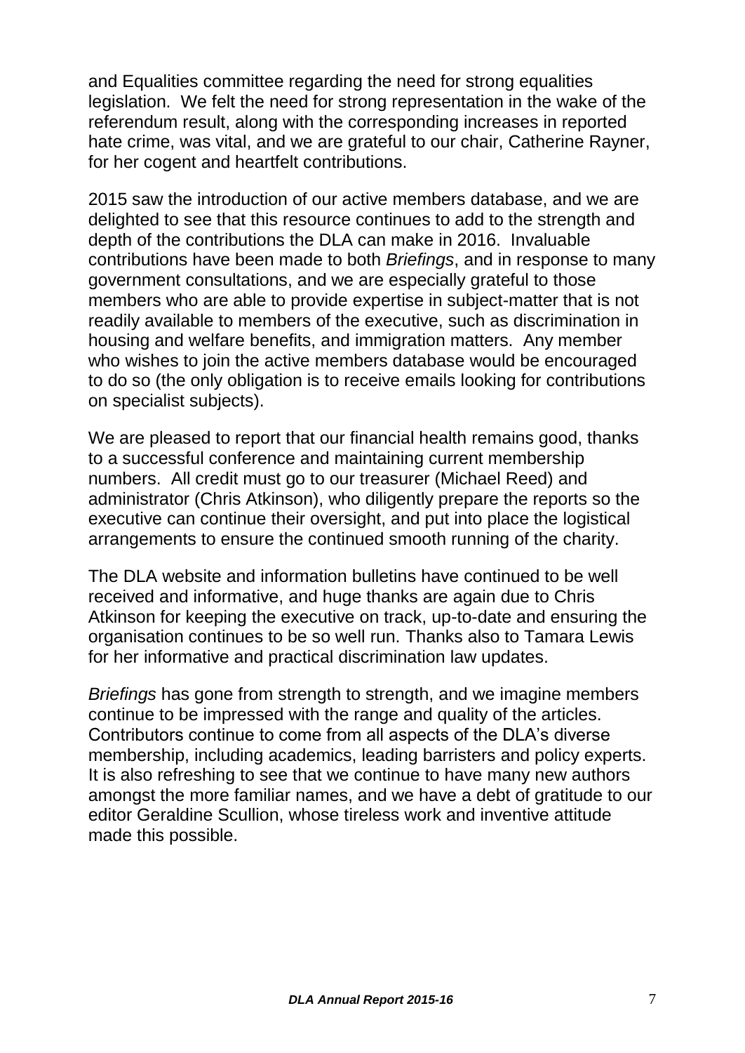and Equalities committee regarding the need for strong equalities legislation. We felt the need for strong representation in the wake of the referendum result, along with the corresponding increases in reported hate crime, was vital, and we are grateful to our chair, Catherine Rayner, for her cogent and heartfelt contributions.

2015 saw the introduction of our active members database, and we are delighted to see that this resource continues to add to the strength and depth of the contributions the DLA can make in 2016. Invaluable contributions have been made to both *Briefings*, and in response to many government consultations, and we are especially grateful to those members who are able to provide expertise in subject-matter that is not readily available to members of the executive, such as discrimination in housing and welfare benefits, and immigration matters. Any member who wishes to join the active members database would be encouraged to do so (the only obligation is to receive emails looking for contributions on specialist subjects).

We are pleased to report that our financial health remains good, thanks to a successful conference and maintaining current membership numbers. All credit must go to our treasurer (Michael Reed) and administrator (Chris Atkinson), who diligently prepare the reports so the executive can continue their oversight, and put into place the logistical arrangements to ensure the continued smooth running of the charity.

The DLA website and information bulletins have continued to be well received and informative, and huge thanks are again due to Chris Atkinson for keeping the executive on track, up-to-date and ensuring the organisation continues to be so well run. Thanks also to Tamara Lewis for her informative and practical discrimination law updates.

*Briefings* has gone from strength to strength, and we imagine members continue to be impressed with the range and quality of the articles. Contributors continue to come from all aspects of the DLA's diverse membership, including academics, leading barristers and policy experts. It is also refreshing to see that we continue to have many new authors amongst the more familiar names, and we have a debt of gratitude to our editor Geraldine Scullion, whose tireless work and inventive attitude made this possible.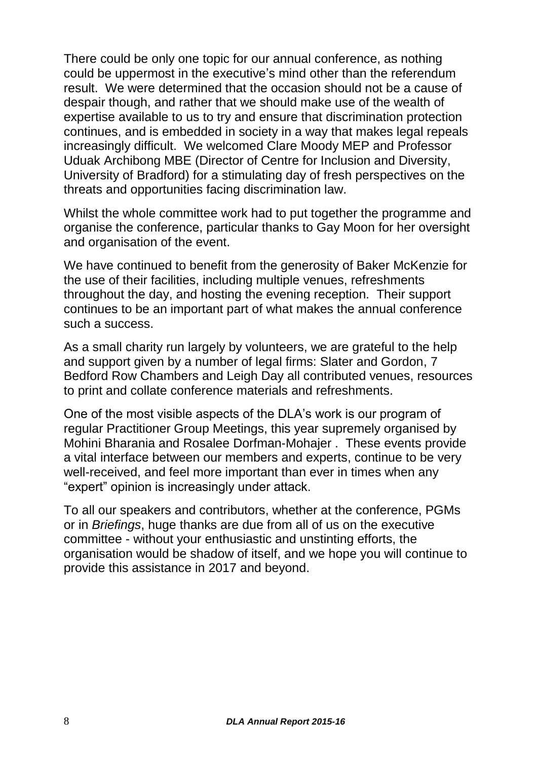There could be only one topic for our annual conference, as nothing could be uppermost in the executive's mind other than the referendum result. We were determined that the occasion should not be a cause of despair though, and rather that we should make use of the wealth of expertise available to us to try and ensure that discrimination protection continues, and is embedded in society in a way that makes legal repeals increasingly difficult. We welcomed Clare Moody MEP and Professor Uduak Archibong MBE (Director of Centre for Inclusion and Diversity, University of Bradford) for a stimulating day of fresh perspectives on the threats and opportunities facing discrimination law.

Whilst the whole committee work had to put together the programme and organise the conference, particular thanks to Gay Moon for her oversight and organisation of the event.

We have continued to benefit from the generosity of Baker McKenzie for the use of their facilities, including multiple venues, refreshments throughout the day, and hosting the evening reception. Their support continues to be an important part of what makes the annual conference such a success.

As a small charity run largely by volunteers, we are grateful to the help and support given by a number of legal firms: Slater and Gordon, 7 Bedford Row Chambers and Leigh Day all contributed venues, resources to print and collate conference materials and refreshments.

One of the most visible aspects of the DLA's work is our program of regular Practitioner Group Meetings, this year supremely organised by Mohini Bharania and Rosalee Dorfman-Mohajer . These events provide a vital interface between our members and experts, continue to be very well-received, and feel more important than ever in times when any "expert" opinion is increasingly under attack.

To all our speakers and contributors, whether at the conference, PGMs or in *Briefings*, huge thanks are due from all of us on the executive committee - without your enthusiastic and unstinting efforts, the organisation would be shadow of itself, and we hope you will continue to provide this assistance in 2017 and beyond.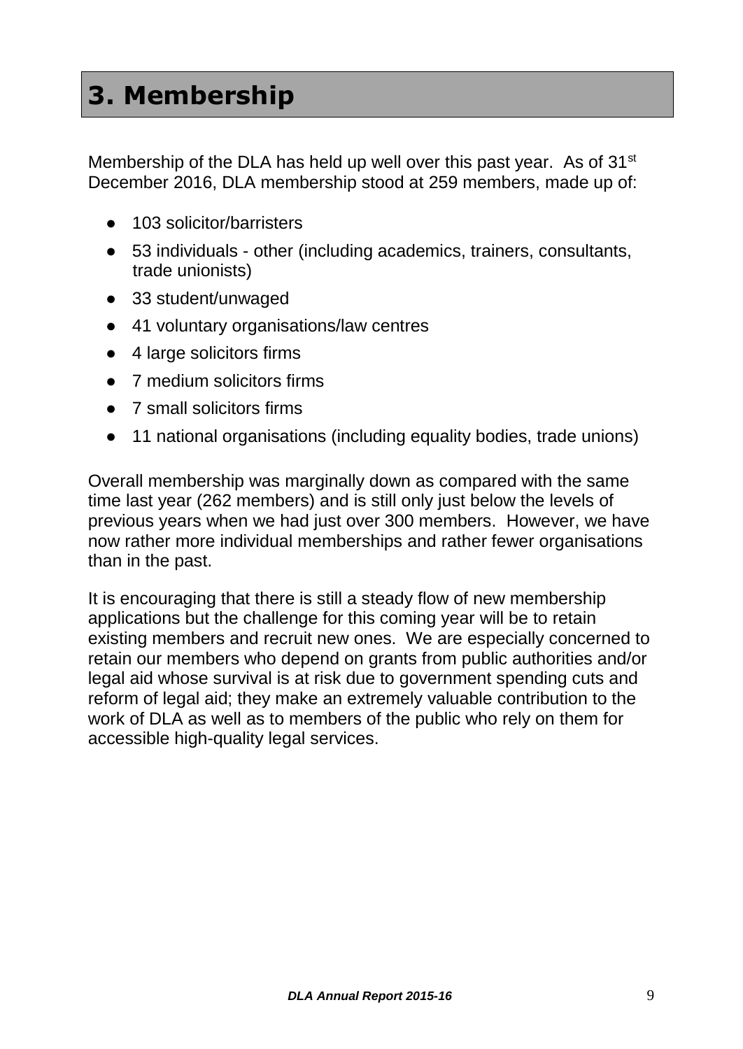# 3. Membership

Membership of the DLA has held up well over this past year. As of 31st December 2016, DLA membership stood at 259 members, made up of:

- 103 solicitor/barristers
- 53 individuals - other (including academics, trainers, consultants, trade unionists)
- 33 student/unwaged
- 41 voluntary organisations/law centres
- 4 large solicitors firms
- 7 medium solicitors firms
- 7 small solicitors firms
- 11 national organisations (including equality bodies, trade unions)

Overall membership was marginally down as compared with the same time last year (262 members) and is still only just below the levels of previous years when we had just over 300 members. However, we have now rather more individual memberships and rather fewer organisations than in the past.

It is encouraging that there is still a steady flow of new membership applications but the challenge for this coming year will be to retain existing members and recruit new ones. We are especially concerned to retain our members who depend on grants from public authorities and/or legal aid whose survival is at risk due to government spending cuts and reform of legal aid; they make an extremely valuable contribution to the work of DLA as well as to members of the public who rely on them for accessible high-quality legal services.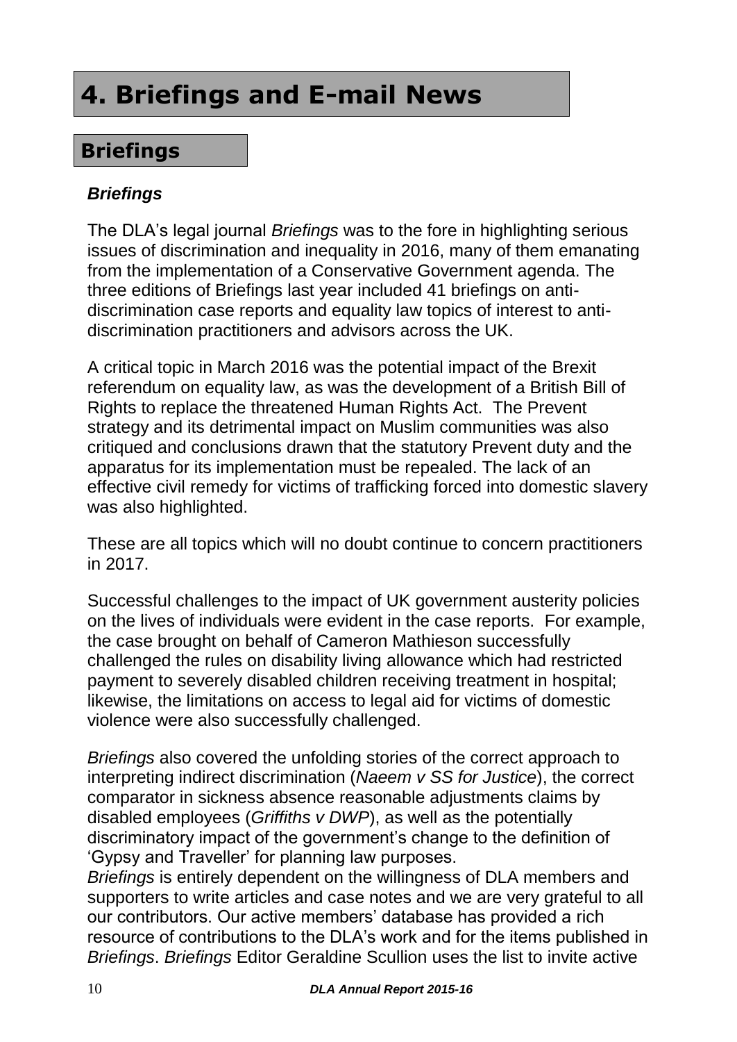# 4. Briefings and E-mail News

## Briefings

### *Briefings*

The DLA's legal journal *Briefings* was to the fore in highlighting serious issues of discrimination and inequality in 2016, many of them emanating from the implementation of a Conservative Government agenda. The three editions of Briefings last year included 41 briefings on anti-discrimination case reports and equality law topics of interest to anti-discrimination practitioners and advisors across the UK.

A critical topic in March 2016 was the potential impact of the Brexit referendum on equality law, as was the development of a British Bill of Rights to replace the threatened Human Rights Act. The Prevent strategy and its detrimental impact on Muslim communities was also critiqued and conclusions drawn that the statutory Prevent duty and the apparatus for its implementation must be repealed. The lack of an effective civil remedy for victims of trafficking forced into domestic slavery was also highlighted.

These are all topics which will no doubt continue to concern practitioners in 2017.

Successful challenges to the impact of UK government austerity policies on the lives of individuals were evident in the case reports. For example, the case brought on behalf of Cameron Mathieson successfully challenged the rules on disability living allowance which had restricted payment to severely disabled children receiving treatment in hospital; likewise, the limitations on access to legal aid for victims of domestic violence were also successfully challenged.

*Briefings* also covered the unfolding stories of the correct approach to interpreting indirect discrimination (*Naeem v SS for Justice*), the correct comparator in sickness absence reasonable adjustments claims by disabled employees (*Griffiths v DWP*), as well as the potentially discriminatory impact of the government's change to the definition of 'Gypsy and Traveller' for planning law purposes.

*Briefings* is entirely dependent on the willingness of DLA members and supporters to write articles and case notes and we are very grateful to all our contributors. Our active members' database has provided a rich resource of contributions to the DLA's work and for the items published in *Briefings*. *Briefings* Editor Geraldine Scullion uses the list to invite active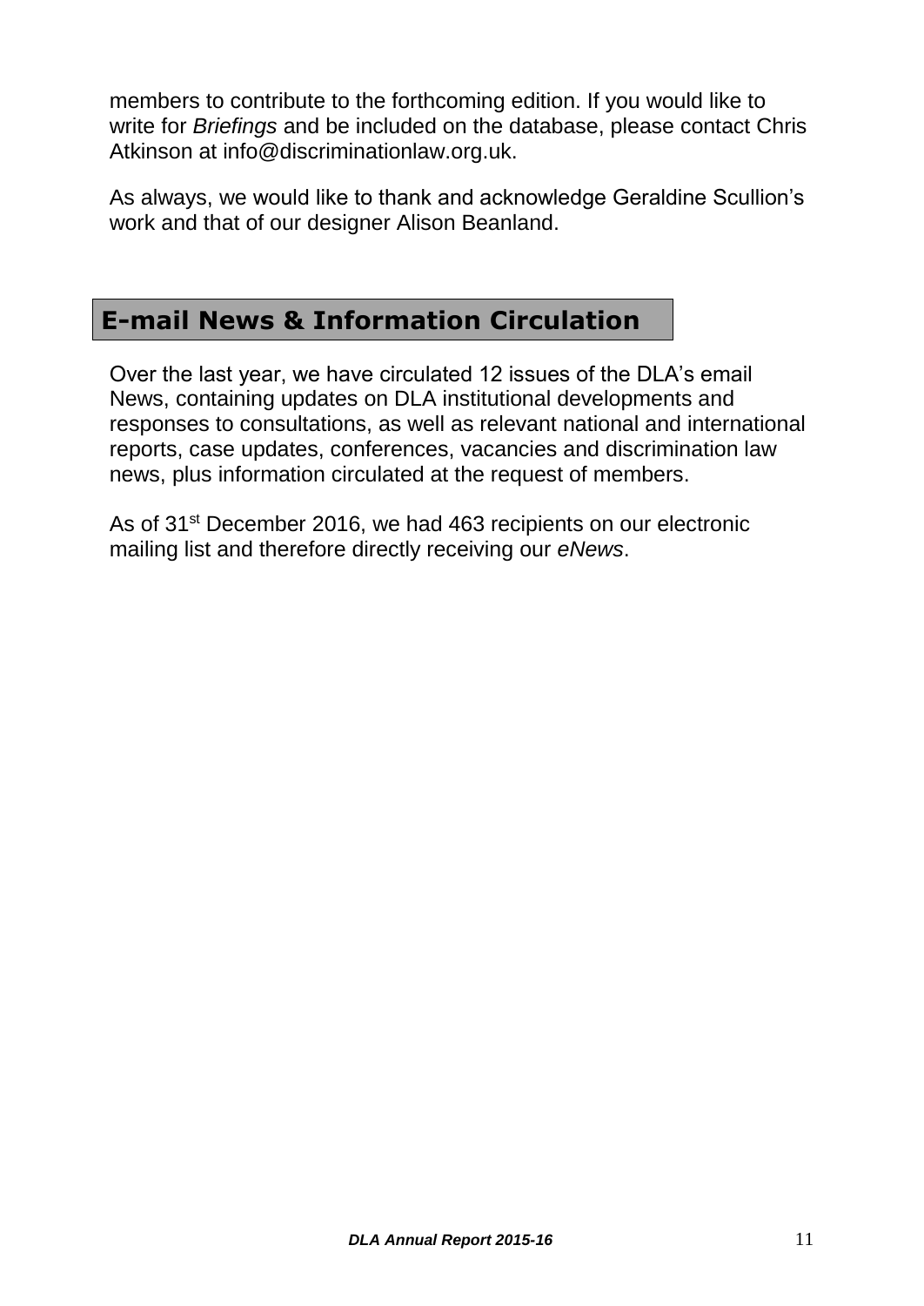members to contribute to the forthcoming edition. If you would like to write for *Briefings* and be included on the database, please contact Chris Atkinson at info@discriminationlaw.org.uk.

As always, we would like to thank and acknowledge Geraldine Scullion's work and that of our designer Alison Beanland.

## E-mail News & Information Circulation

Over the last year, we have circulated 12 issues of the DLA's email News, containing updates on DLA institutional developments and responses to consultations, as well as relevant national and international reports, case updates, conferences, vacancies and discrimination law news, plus information circulated at the request of members.

As of 31st December 2016, we had 463 recipients on our electronic mailing list and therefore directly receiving our *eNews*.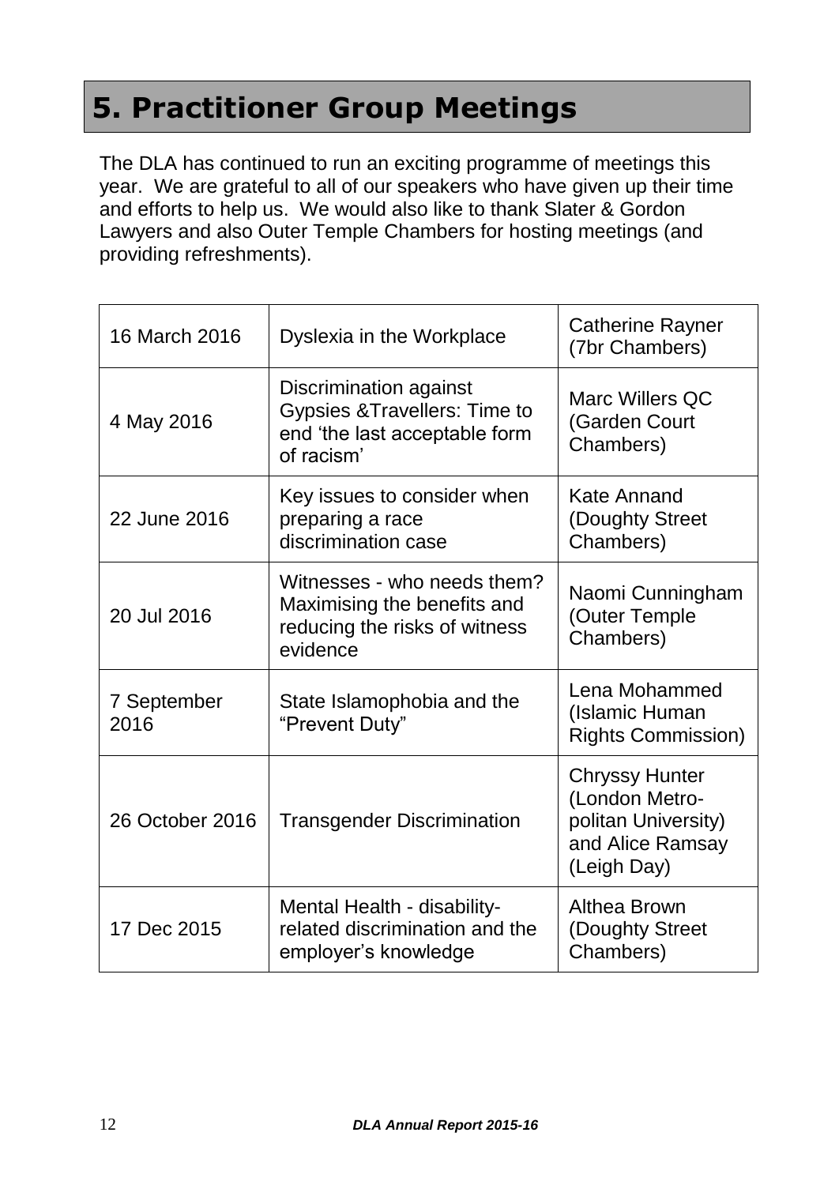# 5. Practitioner Group Meetings

The DLA has continued to run an exciting programme of meetings this year. We are grateful to all of our speakers who have given up their time and efforts to help us. We would also like to thank Slater & Gordon Lawyers and also Outer Temple Chambers for hosting meetings (and providing refreshments).

| | | |
|---|---|---|
| 16 March 2016 | Dyslexia in the Workplace | Catherine Rayner (7br Chambers) |
| 4 May 2016 | Discrimination against Gypsies &Travellers: Time to end 'the last acceptable form of racism' | Marc Willers QC (Garden Court Chambers) |
| 22 June 2016 | Key issues to consider when preparing a race discrimination case | Kate Annand (Doughty Street Chambers) |
| 20 Jul 2016 | Witnesses - who needs them? Maximising the benefits and reducing the risks of witness evidence | Naomi Cunningham (Outer Temple Chambers) |
| 7 September 2016 | State Islamophobia and the "Prevent Duty" | Lena Mohammed (Islamic Human Rights Commission) |
| 26 October 2016 | Transgender Discrimination | Chryssy Hunter (London Metro-politan University) and Alice Ramsay (Leigh Day) |
| 17 Dec 2015 | Mental Health - disability-related discrimination and the employer's knowledge | Althea Brown (Doughty Street Chambers) |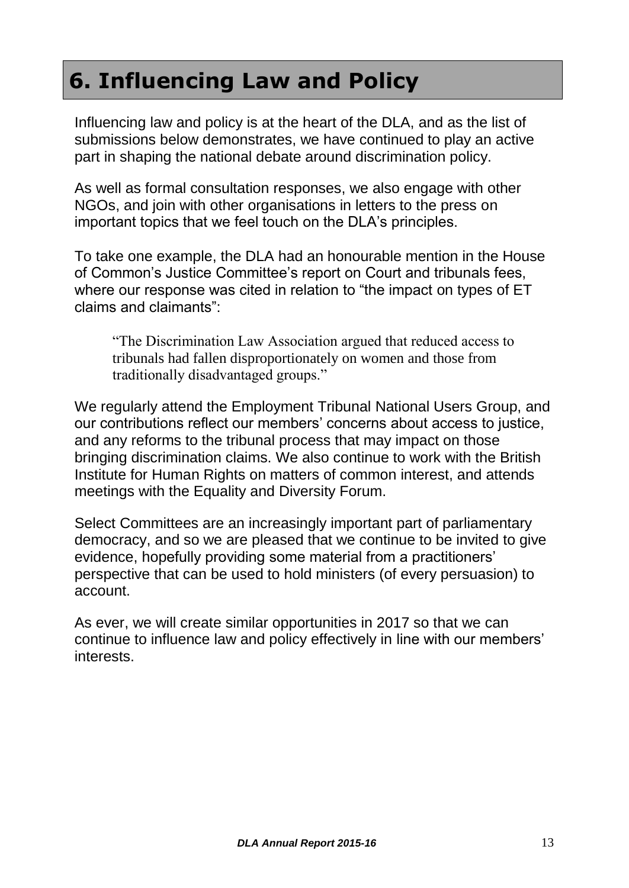# 6. Influencing Law and Policy

Influencing law and policy is at the heart of the DLA, and as the list of submissions below demonstrates, we have continued to play an active part in shaping the national debate around discrimination policy.

As well as formal consultation responses, we also engage with other NGOs, and join with other organisations in letters to the press on important topics that we feel touch on the DLA's principles.

To take one example, the DLA had an honourable mention in the House of Common's Justice Committee's report on Court and tribunals fees, where our response was cited in relation to "the impact on types of ET claims and claimants":

> "The Discrimination Law Association argued that reduced access to tribunals had fallen disproportionately on women and those from traditionally disadvantaged groups."

We regularly attend the Employment Tribunal National Users Group, and our contributions reflect our members' concerns about access to justice, and any reforms to the tribunal process that may impact on those bringing discrimination claims. We also continue to work with the British Institute for Human Rights on matters of common interest, and attends meetings with the Equality and Diversity Forum.

Select Committees are an increasingly important part of parliamentary democracy, and so we are pleased that we continue to be invited to give evidence, hopefully providing some material from a practitioners' perspective that can be used to hold ministers (of every persuasion) to account.

As ever, we will create similar opportunities in 2017 so that we can continue to influence law and policy effectively in line with our members' interests.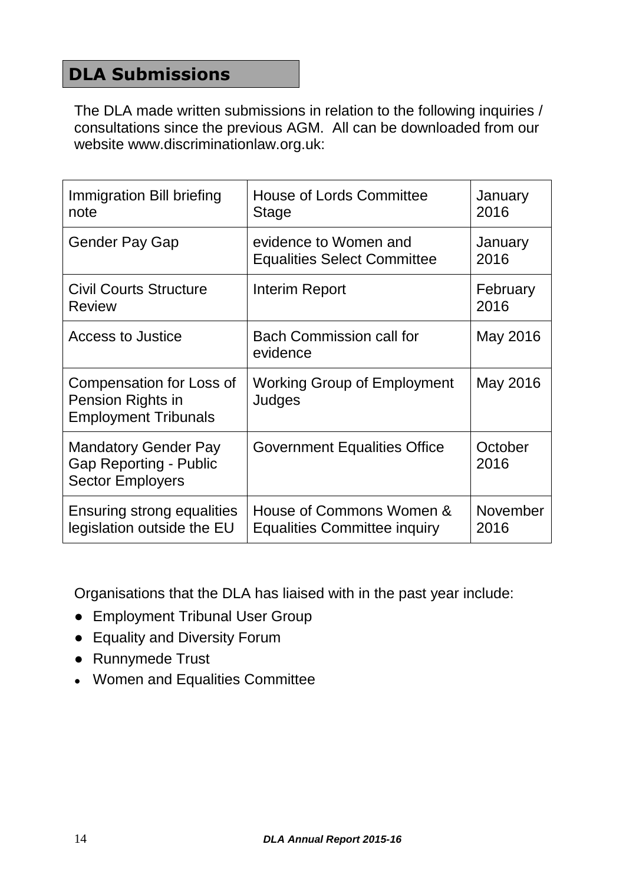## DLA Submissions

The DLA made written submissions in relation to the following inquiries / consultations since the previous AGM. All can be downloaded from our website www.discriminationlaw.org.uk:

| | | |
|---|---|---|
| Immigration Bill briefing note | House of Lords Committee Stage | January 2016 |
| Gender Pay Gap | evidence to Women and Equalities Select Committee | January 2016 |
| Civil Courts Structure Review | Interim Report | February 2016 |
| Access to Justice | Bach Commission call for evidence | May 2016 |
| Compensation for Loss of Pension Rights in Employment Tribunals | Working Group of Employment Judges | May 2016 |
| Mandatory Gender Pay Gap Reporting - Public Sector Employers | Government Equalities Office | October 2016 |
| Ensuring strong equalities legislation outside the EU | House of Commons Women & Equalities Committee inquiry | November 2016 |

Organisations that the DLA has liaised with in the past year include:

- Employment Tribunal User Group
- Equality and Diversity Forum
- Runnymede Trust
- Women and Equalities Committee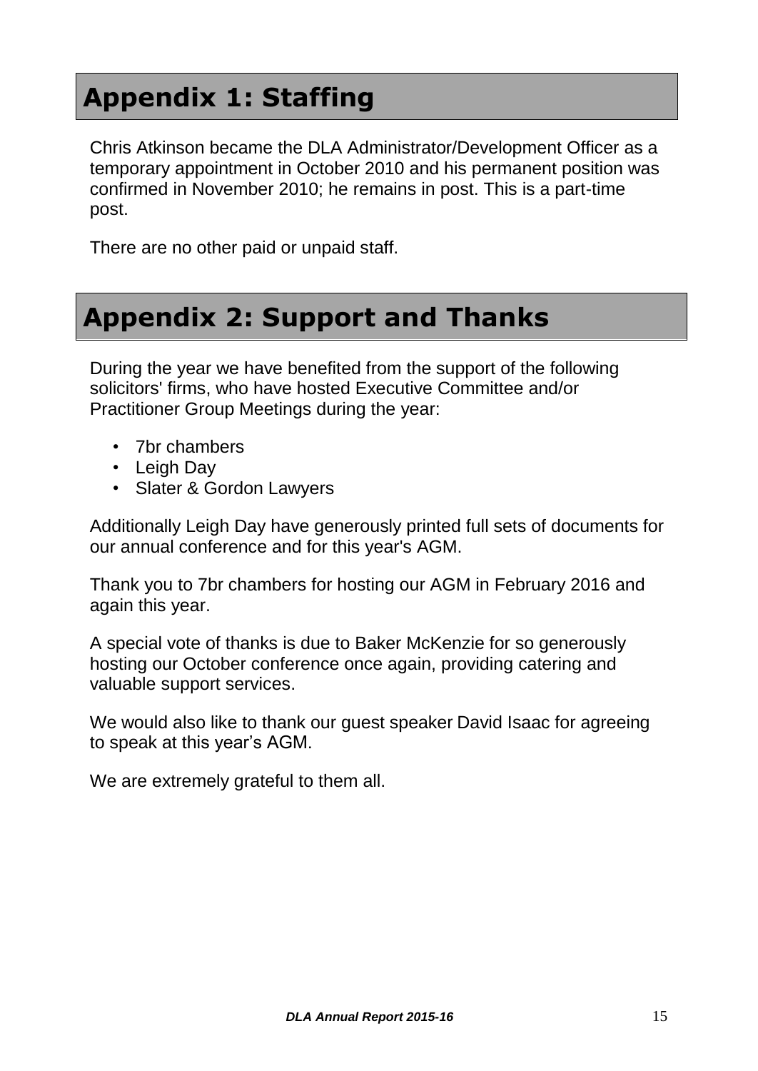# Appendix 1: Staffing

Chris Atkinson became the DLA Administrator/Development Officer as a temporary appointment in October 2010 and his permanent position was confirmed in November 2010; he remains in post. This is a part-time post.

There are no other paid or unpaid staff.

# Appendix 2: Support and Thanks

During the year we have benefited from the support of the following solicitors' firms, who have hosted Executive Committee and/or Practitioner Group Meetings during the year:

- 7br chambers
- Leigh Day
- Slater & Gordon Lawyers

Additionally Leigh Day have generously printed full sets of documents for our annual conference and for this year's AGM.

Thank you to 7br chambers for hosting our AGM in February 2016 and again this year.

A special vote of thanks is due to Baker McKenzie for so generously hosting our October conference once again, providing catering and valuable support services.

We would also like to thank our guest speaker David Isaac for agreeing to speak at this year's AGM.

We are extremely grateful to them all.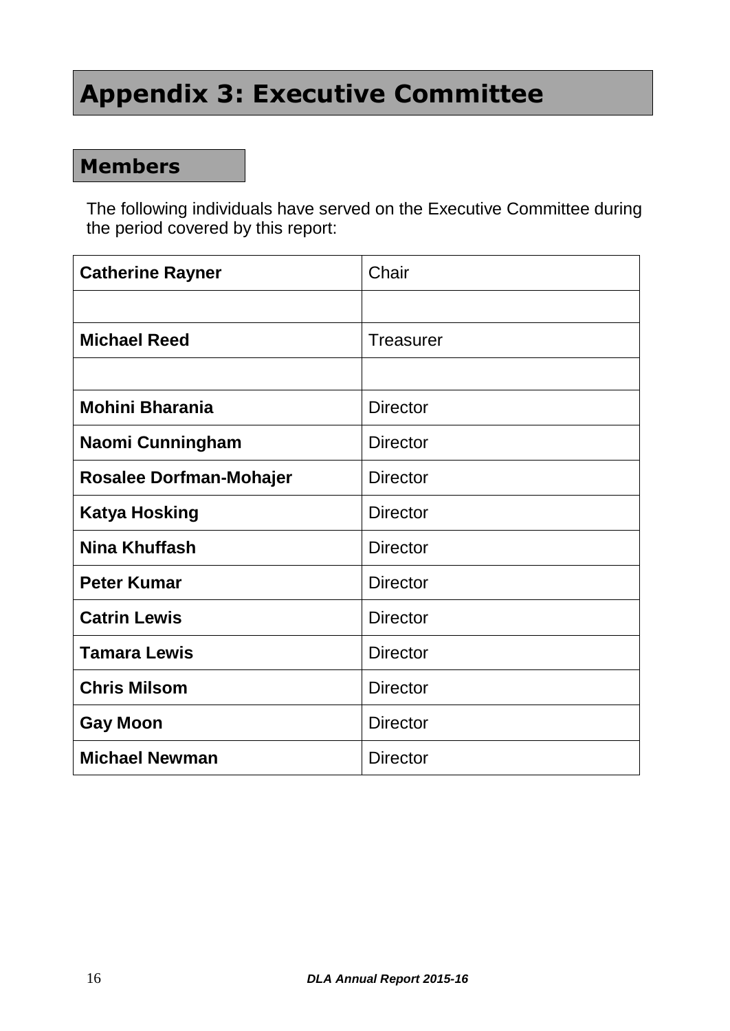# Appendix 3: Executive Committee

## Members

The following individuals have served on the Executive Committee during the period covered by this report:

| | |
|---|---|
| **Catherine Rayner** | Chair |
| | |
| **Michael Reed** | Treasurer |
| | |
| **Mohini Bharania** | Director |
| **Naomi Cunningham** | Director |
| **Rosalee Dorfman-Mohajer** | Director |
| **Katya Hosking** | Director |
| **Nina Khuffash** | Director |
| **Peter Kumar** | Director |
| **Catrin Lewis** | Director |
| **Tamara Lewis** | Director |
| **Chris Milsom** | Director |
| **Gay Moon** | Director |
| **Michael Newman** | Director |